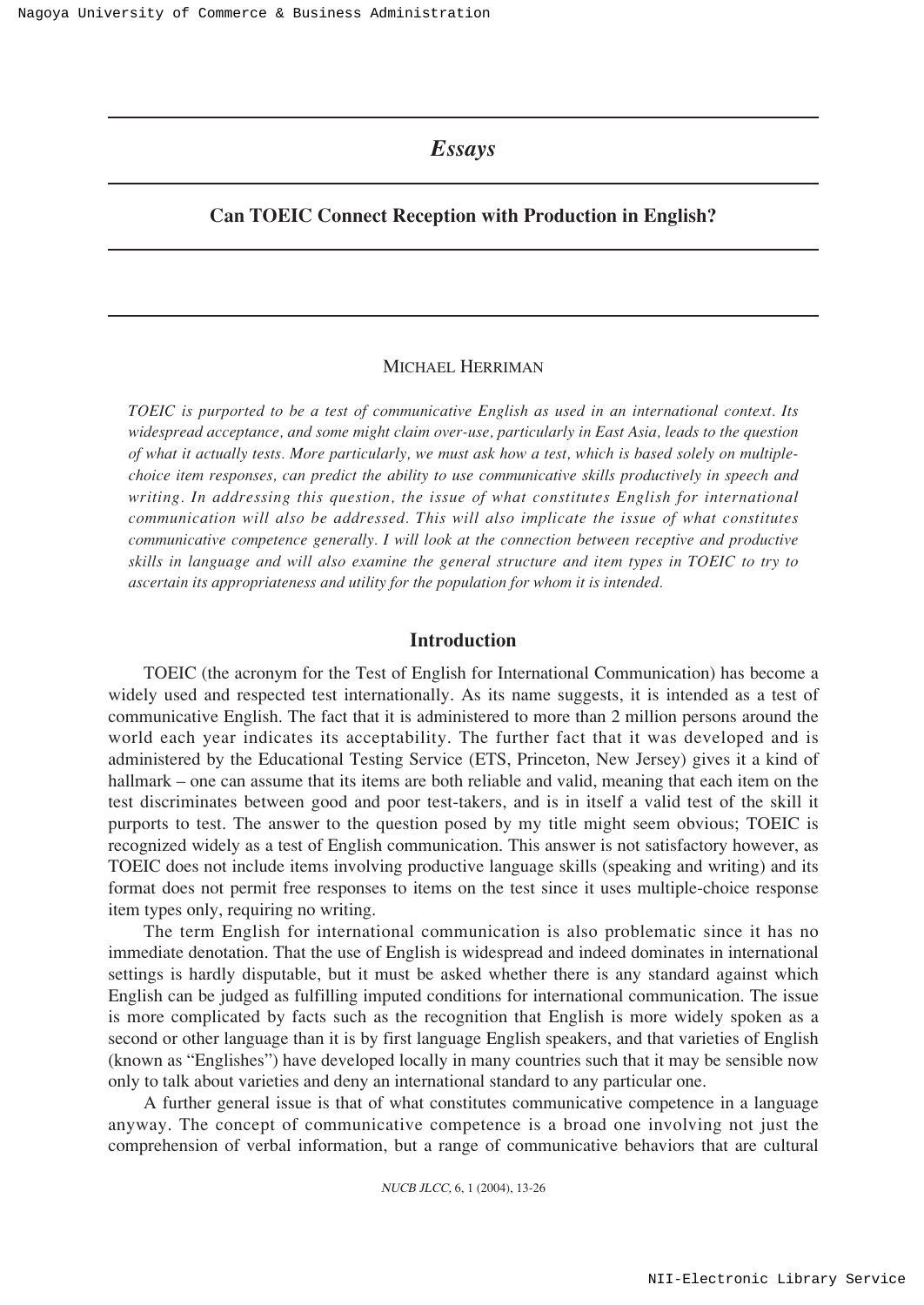## *Essays*

# Can TOEIC Connect Reception with Production in English?

MICHAEL HERRIMAN

*TOEIC is purported to be a test of communicative English as used in an international context. Its widespread acceptance, and some might claim over-use, particularly in East Asia, leads to the question of what it actually tests. More particularly, we must ask how a test, which is based solely on multiple-choice item responses, can predict the ability to use communicative skills productively in speech and writing. In addressing this question, the issue of what constitutes English for international communication will also be addressed. This will also implicate the issue of what constitutes communicative competence generally. I will look at the connection between receptive and productive skills in language and will also examine the general structure and item types in TOEIC to try to ascertain its appropriateness and utility for the population for whom it is intended.*

## Introduction

TOEIC (the acronym for the Test of English for International Communication) has become a widely used and respected test internationally. As its name suggests, it is intended as a test of communicative English. The fact that it is administered to more than 2 million persons around the world each year indicates its acceptability. The further fact that it was developed and is administered by the Educational Testing Service (ETS, Princeton, New Jersey) gives it a kind of hallmark – one can assume that its items are both reliable and valid, meaning that each item on the test discriminates between good and poor test-takers, and is in itself a valid test of the skill it purports to test. The answer to the question posed by my title might seem obvious; TOEIC is recognized widely as a test of English communication. This answer is not satisfactory however, as TOEIC does not include items involving productive language skills (speaking and writing) and its format does not permit free responses to items on the test since it uses multiple-choice response item types only, requiring no writing.

The term English for international communication is also problematic since it has no immediate denotation. That the use of English is widespread and indeed dominates in international settings is hardly disputable, but it must be asked whether there is any standard against which English can be judged as fulfilling imputed conditions for international communication. The issue is more complicated by facts such as the recognition that English is more widely spoken as a second or other language than it is by first language English speakers, and that varieties of English (known as "Englishes") have developed locally in many countries such that it may be sensible now only to talk about varieties and deny an international standard to any particular one.

A further general issue is that of what constitutes communicative competence in a language anyway. The concept of communicative competence is a broad one involving not just the comprehension of verbal information, but a range of communicative behaviors that are cultural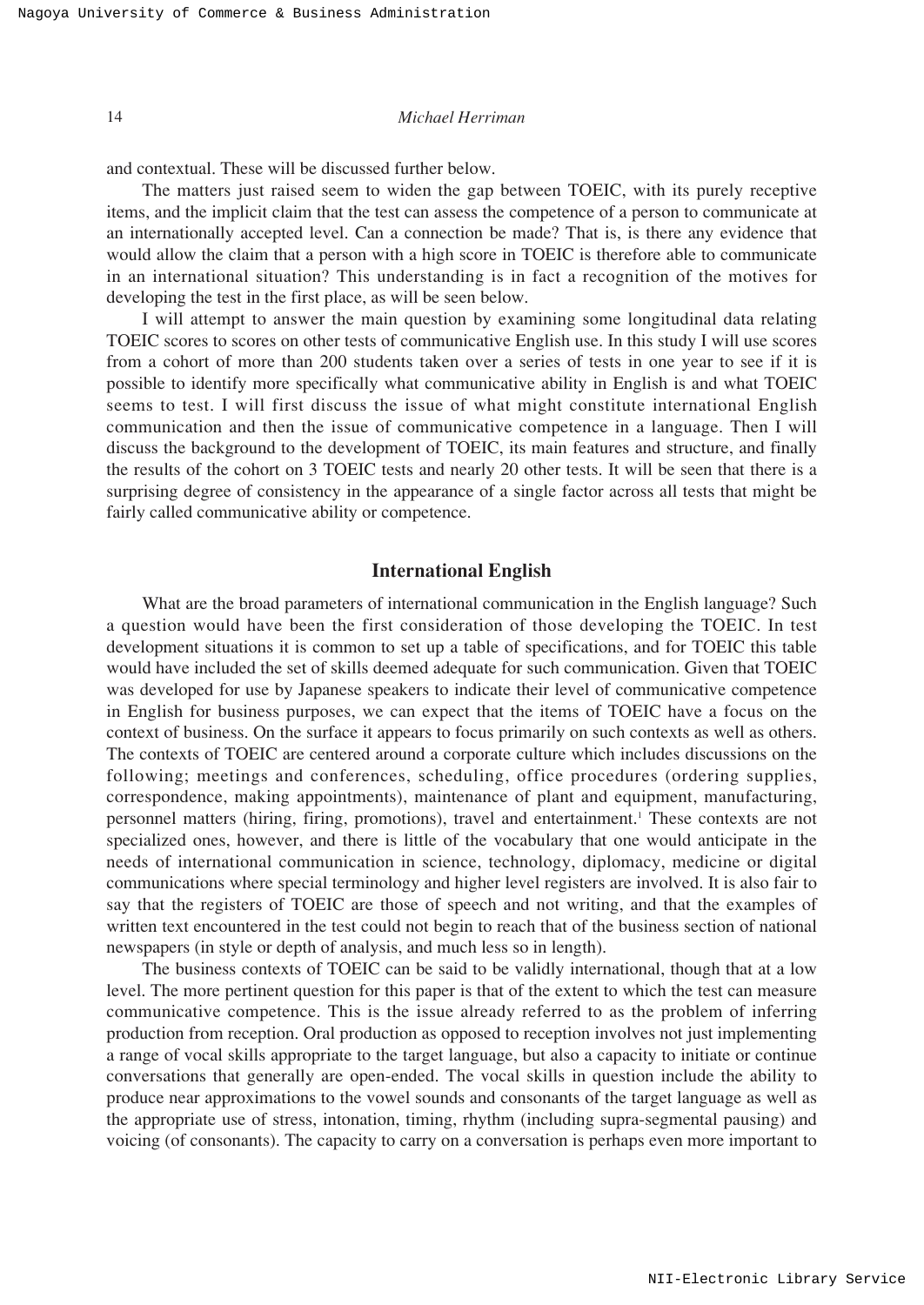and contextual. These will be discussed further below.

The matters just raised seem to widen the gap between TOEIC, with its purely receptive items, and the implicit claim that the test can assess the competence of a person to communicate at an internationally accepted level. Can a connection be made? That is, is there any evidence that would allow the claim that a person with a high score in TOEIC is therefore able to communicate in an international situation? This understanding is in fact a recognition of the motives for developing the test in the first place, as will be seen below.

I will attempt to answer the main question by examining some longitudinal data relating TOEIC scores to scores on other tests of communicative English use. In this study I will use scores from a cohort of more than 200 students taken over a series of tests in one year to see if it is possible to identify more specifically what communicative ability in English is and what TOEIC seems to test. I will first discuss the issue of what might constitute international English communication and then the issue of communicative competence in a language. Then I will discuss the background to the development of TOEIC, its main features and structure, and finally the results of the cohort on 3 TOEIC tests and nearly 20 other tests. It will be seen that there is a surprising degree of consistency in the appearance of a single factor across all tests that might be fairly called communicative ability or competence.

## International English

What are the broad parameters of international communication in the English language? Such a question would have been the first consideration of those developing the TOEIC. In test development situations it is common to set up a table of specifications, and for TOEIC this table would have included the set of skills deemed adequate for such communication. Given that TOEIC was developed for use by Japanese speakers to indicate their level of communicative competence in English for business purposes, we can expect that the items of TOEIC have a focus on the context of business. On the surface it appears to focus primarily on such contexts as well as others. The contexts of TOEIC are centered around a corporate culture which includes discussions on the following; meetings and conferences, scheduling, office procedures (ordering supplies, correspondence, making appointments), maintenance of plant and equipment, manufacturing, personnel matters (hiring, firing, promotions), travel and entertainment.[1] These contexts are not specialized ones, however, and there is little of the vocabulary that one would anticipate in the needs of international communication in science, technology, diplomacy, medicine or digital communications where special terminology and higher level registers are involved. It is also fair to say that the registers of TOEIC are those of speech and not writing, and that the examples of written text encountered in the test could not begin to reach that of the business section of national newspapers (in style or depth of analysis, and much less so in length).

The business contexts of TOEIC can be said to be validly international, though that at a low level. The more pertinent question for this paper is that of the extent to which the test can measure communicative competence. This is the issue already referred to as the problem of inferring production from reception. Oral production as opposed to reception involves not just implementing a range of vocal skills appropriate to the target language, but also a capacity to initiate or continue conversations that generally are open-ended. The vocal skills in question include the ability to produce near approximations to the vowel sounds and consonants of the target language as well as the appropriate use of stress, intonation, timing, rhythm (including supra-segmental pausing) and voicing (of consonants). The capacity to carry on a conversation is perhaps even more important to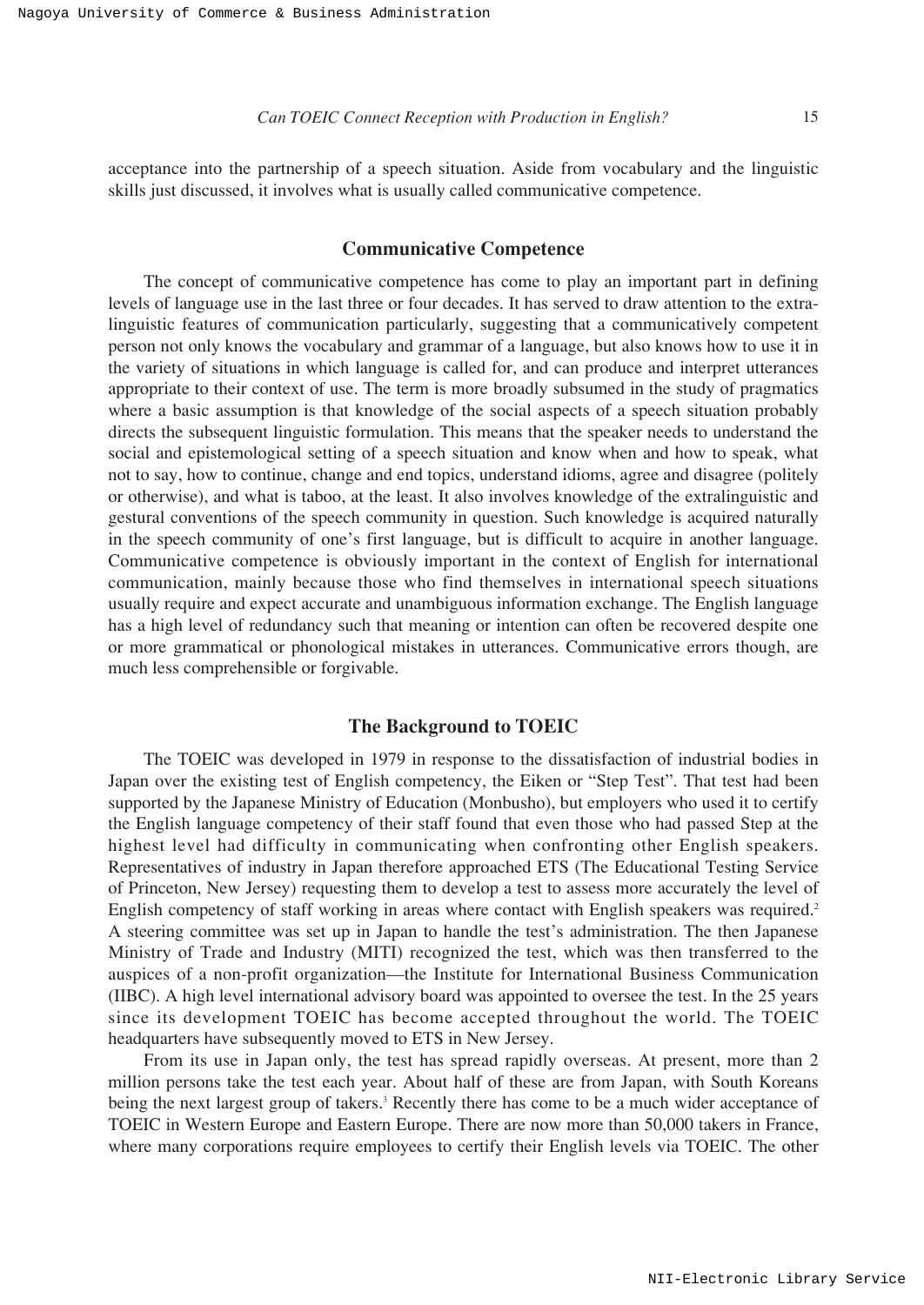acceptance into the partnership of a speech situation. Aside from vocabulary and the linguistic skills just discussed, it involves what is usually called communicative competence.

## Communicative Competence

The concept of communicative competence has come to play an important part in defining levels of language use in the last three or four decades. It has served to draw attention to the extra-linguistic features of communication particularly, suggesting that a communicatively competent person not only knows the vocabulary and grammar of a language, but also knows how to use it in the variety of situations in which language is called for, and can produce and interpret utterances appropriate to their context of use. The term is more broadly subsumed in the study of pragmatics where a basic assumption is that knowledge of the social aspects of a speech situation probably directs the subsequent linguistic formulation. This means that the speaker needs to understand the social and epistemological setting of a speech situation and know when and how to speak, what not to say, how to continue, change and end topics, understand idioms, agree and disagree (politely or otherwise), and what is taboo, at the least. It also involves knowledge of the extralinguistic and gestural conventions of the speech community in question. Such knowledge is acquired naturally in the speech community of one's first language, but is difficult to acquire in another language. Communicative competence is obviously important in the context of English for international communication, mainly because those who find themselves in international speech situations usually require and expect accurate and unambiguous information exchange. The English language has a high level of redundancy such that meaning or intention can often be recovered despite one or more grammatical or phonological mistakes in utterances. Communicative errors though, are much less comprehensible or forgivable.

## The Background to TOEIC

The TOEIC was developed in 1979 in response to the dissatisfaction of industrial bodies in Japan over the existing test of English competency, the Eiken or "Step Test". That test had been supported by the Japanese Ministry of Education (Monbusho), but employers who used it to certify the English language competency of their staff found that even those who had passed Step at the highest level had difficulty in communicating when confronting other English speakers. Representatives of industry in Japan therefore approached ETS (The Educational Testing Service of Princeton, New Jersey) requesting them to develop a test to assess more accurately the level of English competency of staff working in areas where contact with English speakers was required.[2] A steering committee was set up in Japan to handle the test's administration. The then Japanese Ministry of Trade and Industry (MITI) recognized the test, which was then transferred to the auspices of a non-profit organization—the Institute for International Business Communication (IIBC). A high level international advisory board was appointed to oversee the test. In the 25 years since its development TOEIC has become accepted throughout the world. The TOEIC headquarters have subsequently moved to ETS in New Jersey.

From its use in Japan only, the test has spread rapidly overseas. At present, more than 2 million persons take the test each year. About half of these are from Japan, with South Koreans being the next largest group of takers.[3] Recently there has come to be a much wider acceptance of TOEIC in Western Europe and Eastern Europe. There are now more than 50,000 takers in France, where many corporations require employees to certify their English levels via TOEIC. The other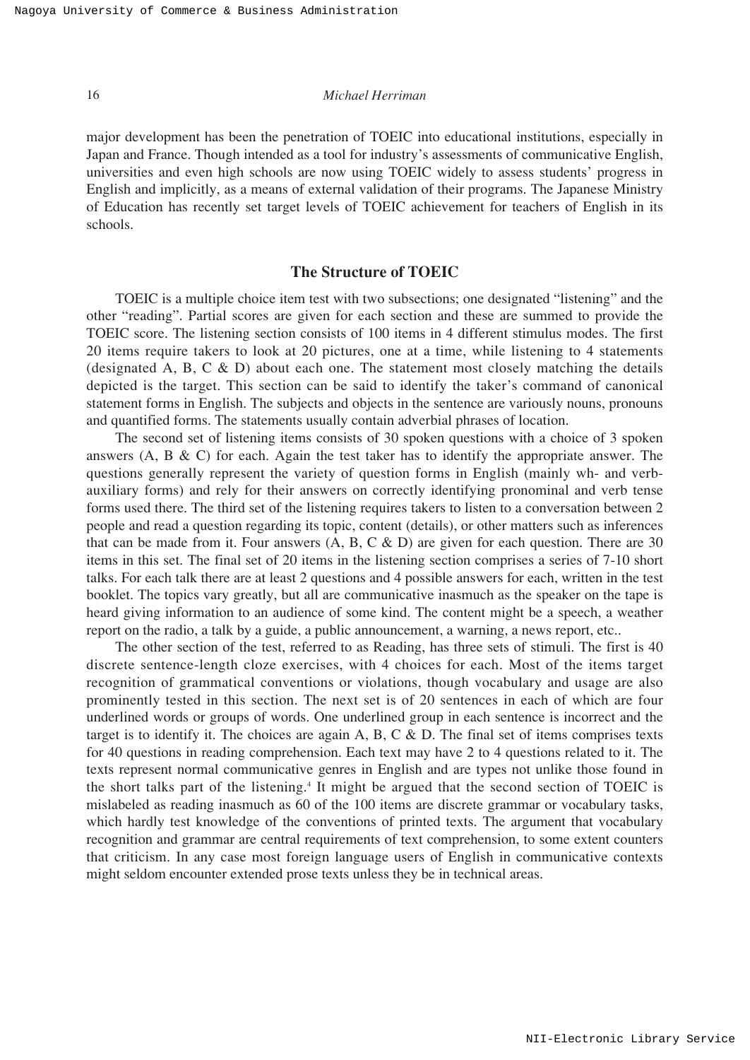major development has been the penetration of TOEIC into educational institutions, especially in Japan and France. Though intended as a tool for industry's assessments of communicative English, universities and even high schools are now using TOEIC widely to assess students' progress in English and implicitly, as a means of external validation of their programs. The Japanese Ministry of Education has recently set target levels of TOEIC achievement for teachers of English in its schools.

## The Structure of TOEIC

TOEIC is a multiple choice item test with two subsections; one designated "listening" and the other "reading". Partial scores are given for each section and these are summed to provide the TOEIC score. The listening section consists of 100 items in 4 different stimulus modes. The first 20 items require takers to look at 20 pictures, one at a time, while listening to 4 statements (designated A, B, C & D) about each one. The statement most closely matching the details depicted is the target. This section can be said to identify the taker's command of canonical statement forms in English. The subjects and objects in the sentence are variously nouns, pronouns and quantified forms. The statements usually contain adverbial phrases of location.

The second set of listening items consists of 30 spoken questions with a choice of 3 spoken answers (A, B & C) for each. Again the test taker has to identify the appropriate answer. The questions generally represent the variety of question forms in English (mainly wh- and verb-auxiliary forms) and rely for their answers on correctly identifying pronominal and verb tense forms used there. The third set of the listening requires takers to listen to a conversation between 2 people and read a question regarding its topic, content (details), or other matters such as inferences that can be made from it. Four answers (A, B, C & D) are given for each question. There are 30 items in this set. The final set of 20 items in the listening section comprises a series of 7-10 short talks. For each talk there are at least 2 questions and 4 possible answers for each, written in the test booklet. The topics vary greatly, but all are communicative inasmuch as the speaker on the tape is heard giving information to an audience of some kind. The content might be a speech, a weather report on the radio, a talk by a guide, a public announcement, a warning, a news report, etc..

The other section of the test, referred to as Reading, has three sets of stimuli. The first is 40 discrete sentence-length cloze exercises, with 4 choices for each. Most of the items target recognition of grammatical conventions or violations, though vocabulary and usage are also prominently tested in this section. The next set is of 20 sentences in each of which are four underlined words or groups of words. One underlined group in each sentence is incorrect and the target is to identify it. The choices are again A, B, C & D. The final set of items comprises texts for 40 questions in reading comprehension. Each text may have 2 to 4 questions related to it. The texts represent normal communicative genres in English and are types not unlike those found in the short talks part of the listening.[4] It might be argued that the second section of TOEIC is mislabeled as reading inasmuch as 60 of the 100 items are discrete grammar or vocabulary tasks, which hardly test knowledge of the conventions of printed texts. The argument that vocabulary recognition and grammar are central requirements of text comprehension, to some extent counters that criticism. In any case most foreign language users of English in communicative contexts might seldom encounter extended prose texts unless they be in technical areas.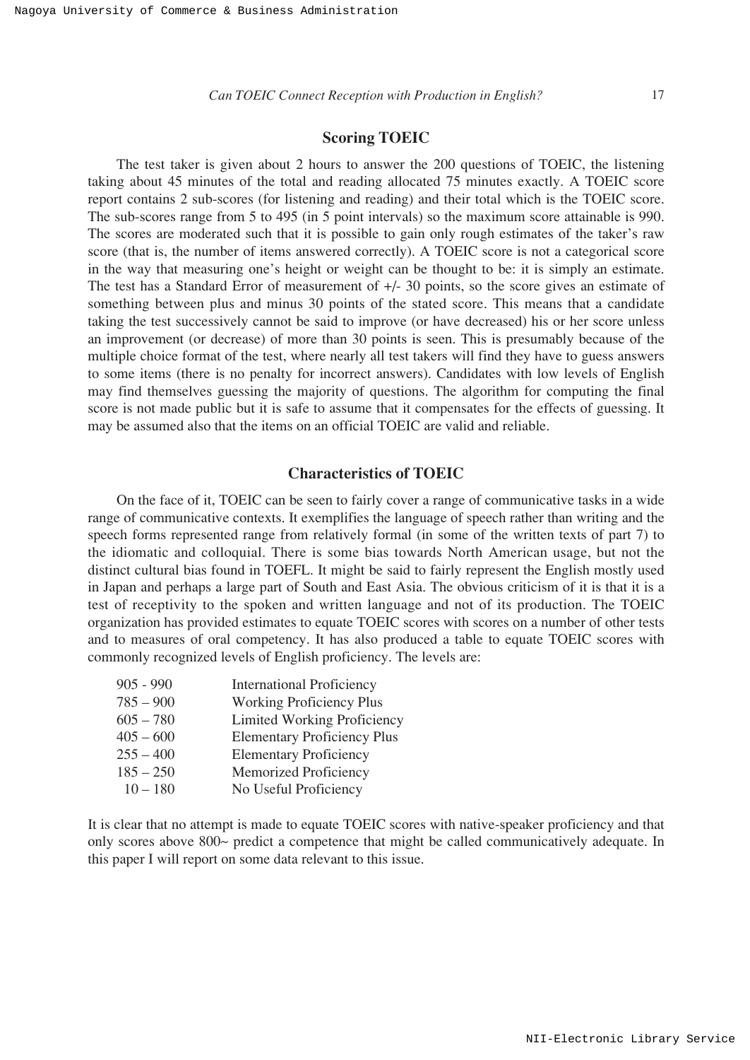## Scoring TOEIC

The test taker is given about 2 hours to answer the 200 questions of TOEIC, the listening taking about 45 minutes of the total and reading allocated 75 minutes exactly. A TOEIC score report contains 2 sub-scores (for listening and reading) and their total which is the TOEIC score. The sub-scores range from 5 to 495 (in 5 point intervals) so the maximum score attainable is 990. The scores are moderated such that it is possible to gain only rough estimates of the taker's raw score (that is, the number of items answered correctly). A TOEIC score is not a categorical score in the way that measuring one's height or weight can be thought to be: it is simply an estimate. The test has a Standard Error of measurement of +/- 30 points, so the score gives an estimate of something between plus and minus 30 points of the stated score. This means that a candidate taking the test successively cannot be said to improve (or have decreased) his or her score unless an improvement (or decrease) of more than 30 points is seen. This is presumably because of the multiple choice format of the test, where nearly all test takers will find they have to guess answers to some items (there is no penalty for incorrect answers). Candidates with low levels of English may find themselves guessing the majority of questions. The algorithm for computing the final score is not made public but it is safe to assume that it compensates for the effects of guessing. It may be assumed also that the items on an official TOEIC are valid and reliable.

## Characteristics of TOEIC

On the face of it, TOEIC can be seen to fairly cover a range of communicative tasks in a wide range of communicative contexts. It exemplifies the language of speech rather than writing and the speech forms represented range from relatively formal (in some of the written texts of part 7) to the idiomatic and colloquial. There is some bias towards North American usage, but not the distinct cultural bias found in TOEFL. It might be said to fairly represent the English mostly used in Japan and perhaps a large part of South and East Asia. The obvious criticism of it is that it is a test of receptivity to the spoken and written language and not of its production. The TOEIC organization has provided estimates to equate TOEIC scores with scores on a number of other tests and to measures of oral competency. It has also produced a table to equate TOEIC scores with commonly recognized levels of English proficiency. The levels are:

| | |
|---|---|
| 905 - 990 | International Proficiency |
| 785 – 900 | Working Proficiency Plus |
| 605 – 780 | Limited Working Proficiency |
| 405 – 600 | Elementary Proficiency Plus |
| 255 – 400 | Elementary Proficiency |
| 185 – 250 | Memorized Proficiency |
| 10 – 180 | No Useful Proficiency |

It is clear that no attempt is made to equate TOEIC scores with native-speaker proficiency and that only scores above 800~ predict a competence that might be called communicatively adequate. In this paper I will report on some data relevant to this issue.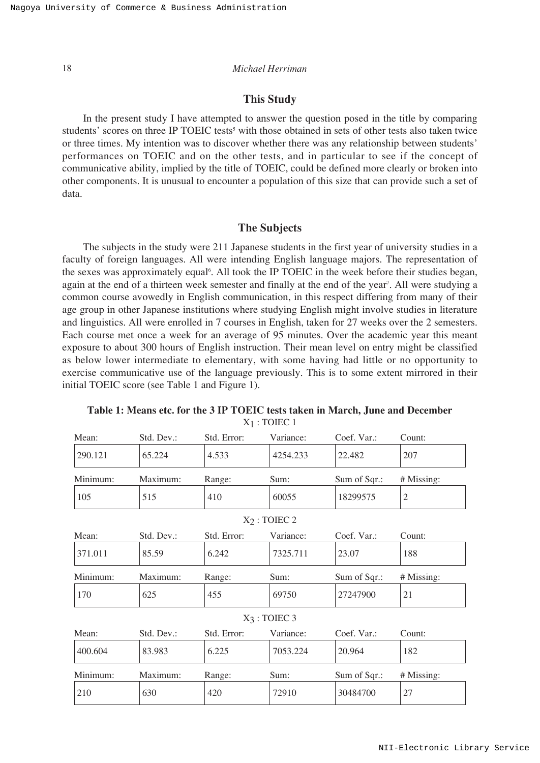## This Study

In the present study I have attempted to answer the question posed in the title by comparing students' scores on three IP TOEIC tests[5] with those obtained in sets of other tests also taken twice or three times. My intention was to discover whether there was any relationship between students' performances on TOEIC and on the other tests, and in particular to see if the concept of communicative ability, implied by the title of TOEIC, could be defined more clearly or broken into other components. It is unusual to encounter a population of this size that can provide such a set of data.

## The Subjects

The subjects in the study were 211 Japanese students in the first year of university studies in a faculty of foreign languages. All were intending English language majors. The representation of the sexes was approximately equal[6]. All took the IP TOEIC in the week before their studies began, again at the end of a thirteen week semester and finally at the end of the year[7]. All were studying a common course avowedly in English communication, in this respect differing from many of their age group in other Japanese institutions where studying English might involve studies in literature and linguistics. All were enrolled in 7 courses in English, taken for 27 weeks over the 2 semesters. Each course met once a week for an average of 95 minutes. Over the academic year this meant exposure to about 300 hours of English instruction. Their mean level on entry might be classified as below lower intermediate to elementary, with some having had little or no opportunity to exercise communicative use of the language previously. This is to some extent mirrored in their initial TOEIC score (see Table 1 and Figure 1).

**Table 1: Means etc. for the 3 IP TOEIC tests taken in March, June and December**

$X_1$ : TOIEC 1

| Mean: | Std. Dev.: | Std. Error: | Variance: | Coef. Var.: | Count: |
|---|---|---|---|---|---|
| 290.121 | 65.224 | 4.533 | 4254.233 | 22.482 | 207 |
| **Minimum:** | **Maximum:** | **Range:** | **Sum:** | **Sum of Sqr.:** | **# Missing:** |
| 105 | 515 | 410 | 60055 | 18299575 | 2 |

$X_2$ : TOIEC 2

| Mean: | Std. Dev.: | Std. Error: | Variance: | Coef. Var.: | Count: |
|---|---|---|---|---|---|
| 371.011 | 85.59 | 6.242 | 7325.711 | 23.07 | 188 |
| **Minimum:** | **Maximum:** | **Range:** | **Sum:** | **Sum of Sqr.:** | **# Missing:** |
| 170 | 625 | 455 | 69750 | 27247900 | 21 |

$X_3$ : TOIEC 3

| Mean: | Std. Dev.: | Std. Error: | Variance: | Coef. Var.: | Count: |
|---|---|---|---|---|---|
| 400.604 | 83.983 | 6.225 | 7053.224 | 20.964 | 182 |
| **Minimum:** | **Maximum:** | **Range:** | **Sum:** | **Sum of Sqr.:** | **# Missing:** |
| 210 | 630 | 420 | 72910 | 30484700 | 27 |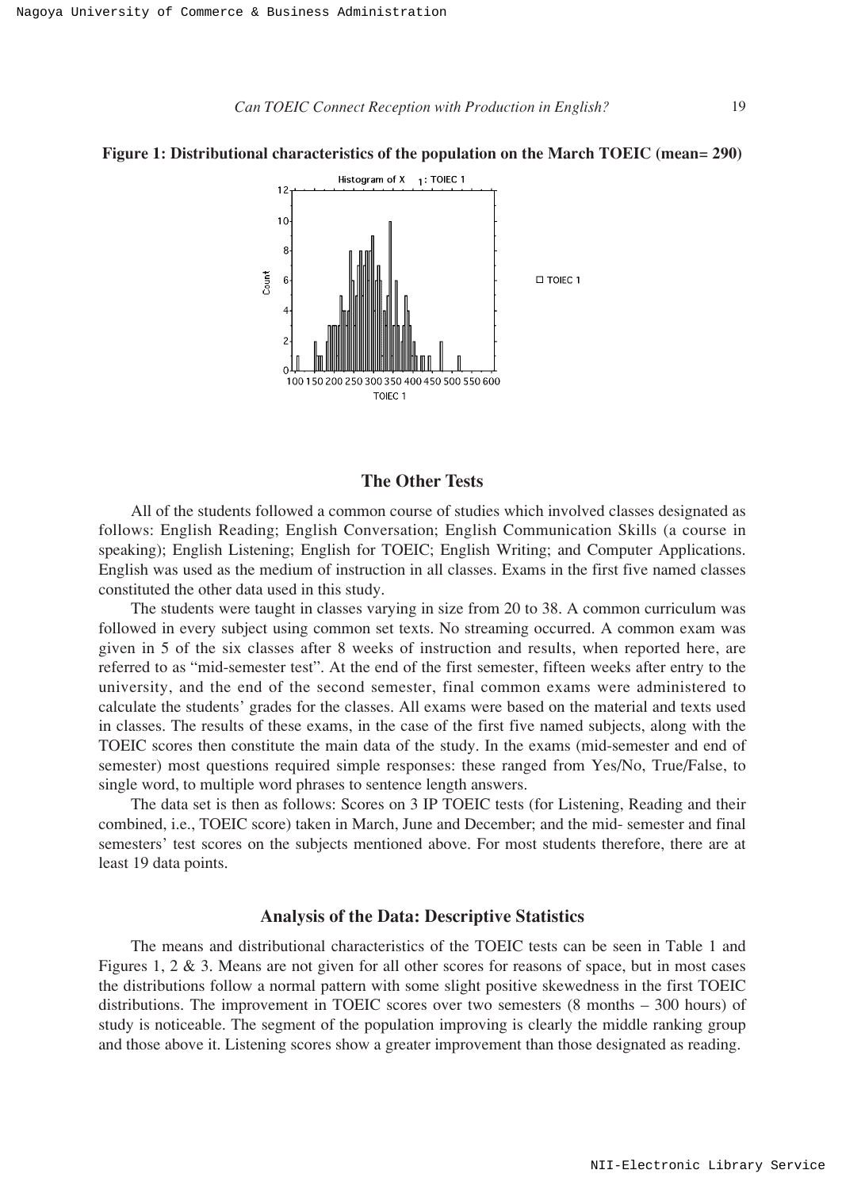**Figure 1: Distributional characteristics of the population on the March TOEIC (mean= 290)**

## The Other Tests

All of the students followed a common course of studies which involved classes designated as follows: English Reading; English Conversation; English Communication Skills (a course in speaking); English Listening; English for TOEIC; English Writing; and Computer Applications. English was used as the medium of instruction in all classes. Exams in the first five named classes constituted the other data used in this study.

The students were taught in classes varying in size from 20 to 38. A common curriculum was followed in every subject using common set texts. No streaming occurred. A common exam was given in 5 of the six classes after 8 weeks of instruction and results, when reported here, are referred to as "mid-semester test". At the end of the first semester, fifteen weeks after entry to the university, and the end of the second semester, final common exams were administered to calculate the students' grades for the classes. All exams were based on the material and texts used in classes. The results of these exams, in the case of the first five named subjects, along with the TOEIC scores then constitute the main data of the study. In the exams (mid-semester and end of semester) most questions required simple responses: these ranged from Yes/No, True/False, to single word, to multiple word phrases to sentence length answers.

The data set is then as follows: Scores on 3 IP TOEIC tests (for Listening, Reading and their combined, i.e., TOEIC score) taken in March, June and December; and the mid- semester and final semesters' test scores on the subjects mentioned above. For most students therefore, there are at least 19 data points.

## Analysis of the Data: Descriptive Statistics

The means and distributional characteristics of the TOEIC tests can be seen in Table 1 and Figures 1, 2 & 3. Means are not given for all other scores for reasons of space, but in most cases the distributions follow a normal pattern with some slight positive skewedness in the first TOEIC distributions. The improvement in TOEIC scores over two semesters (8 months – 300 hours) of study is noticeable. The segment of the population improving is clearly the middle ranking group and those above it. Listening scores show a greater improvement than those designated as reading.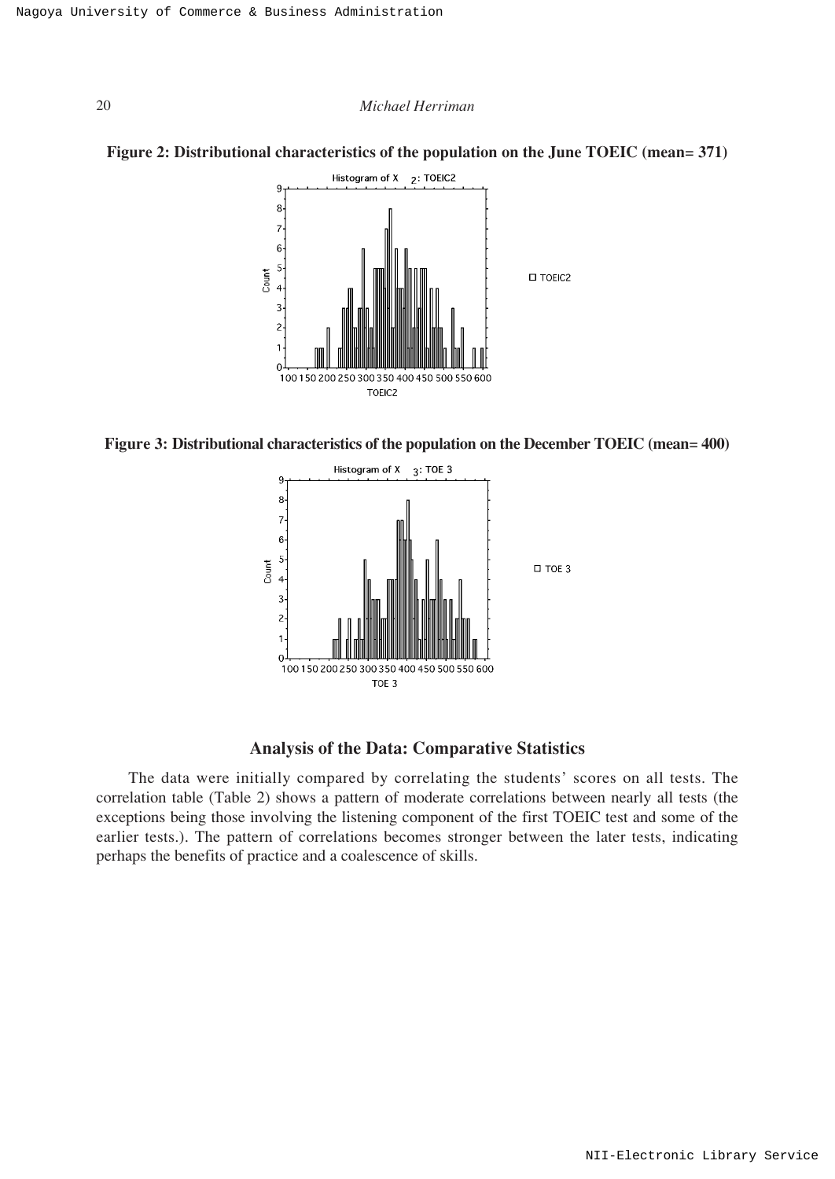**Figure 2: Distributional characteristics of the population on the June TOEIC (mean= 371)**

**Figure 3: Distributional characteristics of the population on the December TOEIC (mean= 400)**

## Analysis of the Data: Comparative Statistics

The data were initially compared by correlating the students' scores on all tests. The correlation table (Table 2) shows a pattern of moderate correlations between nearly all tests (the exceptions being those involving the listening component of the first TOEIC test and some of the earlier tests.). The pattern of correlations becomes stronger between the later tests, indicating perhaps the benefits of practice and a coalescence of skills.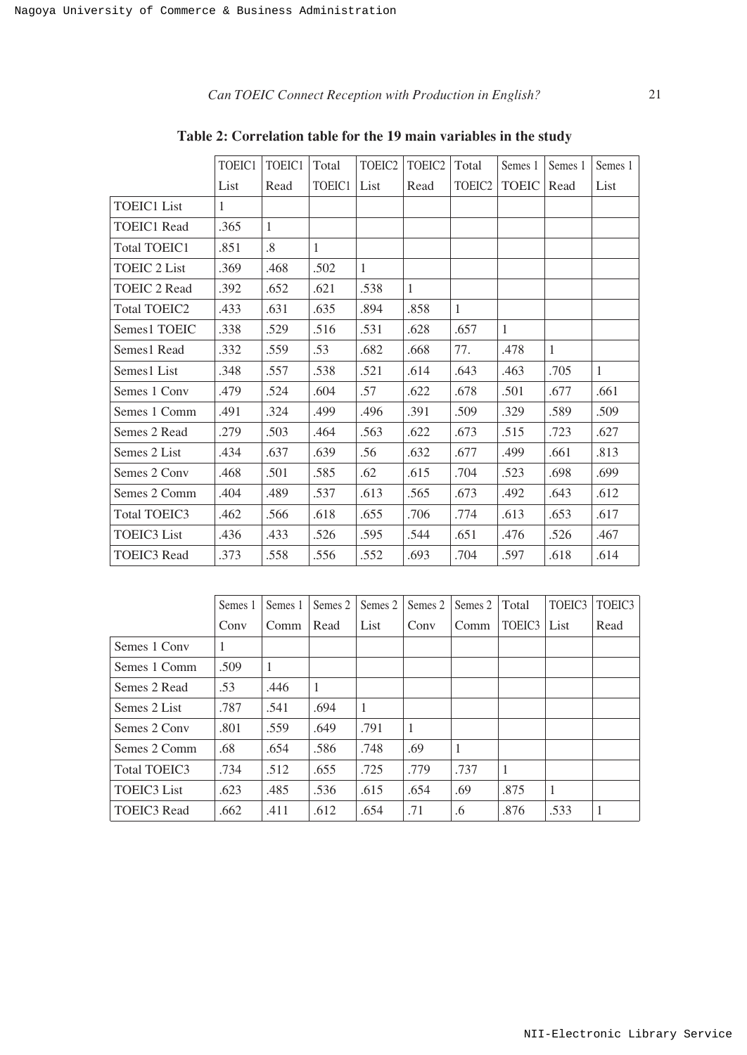**Table 2: Correlation table for the 19 main variables in the study**

| | TOEIC1 List | TOEIC1 Read | Total TOEIC1 | TOEIC2 List | TOEIC2 Read | Total TOEIC2 | Semes 1 TOEIC | Semes 1 Read | Semes 1 List |
|---|---|---|---|---|---|---|---|---|---|
| TOEIC1 List | 1 | | | | | | | | |
| TOEIC1 Read | .365 | 1 | | | | | | | |
| Total TOEIC1 | .851 | .8 | 1 | | | | | | |
| TOEIC 2 List | .369 | .468 | .502 | 1 | | | | | |
| TOEIC 2 Read | .392 | .652 | .621 | .538 | 1 | | | | |
| Total TOEIC2 | .433 | .631 | .635 | .894 | .858 | 1 | | | |
| Semes1 TOEIC | .338 | .529 | .516 | .531 | .628 | .657 | 1 | | |
| Semes1 Read | .332 | .559 | .53 | .682 | .668 | 77. | .478 | 1 | |
| Semes1 List | .348 | .557 | .538 | .521 | .614 | .643 | .463 | .705 | 1 |
| Semes 1 Conv | .479 | .524 | .604 | .57 | .622 | .678 | .501 | .677 | .661 |
| Semes 1 Comm | .491 | .324 | .499 | .496 | .391 | .509 | .329 | .589 | .509 |
| Semes 2 Read | .279 | .503 | .464 | .563 | .622 | .673 | .515 | .723 | .627 |
| Semes 2 List | .434 | .637 | .639 | .56 | .632 | .677 | .499 | .661 | .813 |
| Semes 2 Conv | .468 | .501 | .585 | .62 | .615 | .704 | .523 | .698 | .699 |
| Semes 2 Comm | .404 | .489 | .537 | .613 | .565 | .673 | .492 | .643 | .612 |
| Total TOEIC3 | .462 | .566 | .618 | .655 | .706 | .774 | .613 | .653 | .617 |
| TOEIC3 List | .436 | .433 | .526 | .595 | .544 | .651 | .476 | .526 | .467 |
| TOEIC3 Read | .373 | .558 | .556 | .552 | .693 | .704 | .597 | .618 | .614 |

| | Semes 1 Conv | Semes 1 Comm | Semes 2 Read | Semes 2 List | Semes 2 Conv | Semes 2 Comm | Total TOEIC3 | TOEIC3 List | TOEIC3 Read |
|---|---|---|---|---|---|---|---|---|---|
| Semes 1 Conv | 1 | | | | | | | | |
| Semes 1 Comm | .509 | 1 | | | | | | | |
| Semes 2 Read | .53 | .446 | 1 | | | | | | |
| Semes 2 List | .787 | .541 | .694 | 1 | | | | | |
| Semes 2 Conv | .801 | .559 | .649 | .791 | 1 | | | | |
| Semes 2 Comm | .68 | .654 | .586 | .748 | .69 | 1 | | | |
| Total TOEIC3 | .734 | .512 | .655 | .725 | .779 | .737 | 1 | | |
| TOEIC3 List | .623 | .485 | .536 | .615 | .654 | .69 | .875 | 1 | |
| TOEIC3 Read | .662 | .411 | .612 | .654 | .71 | .6 | .876 | .533 | 1 |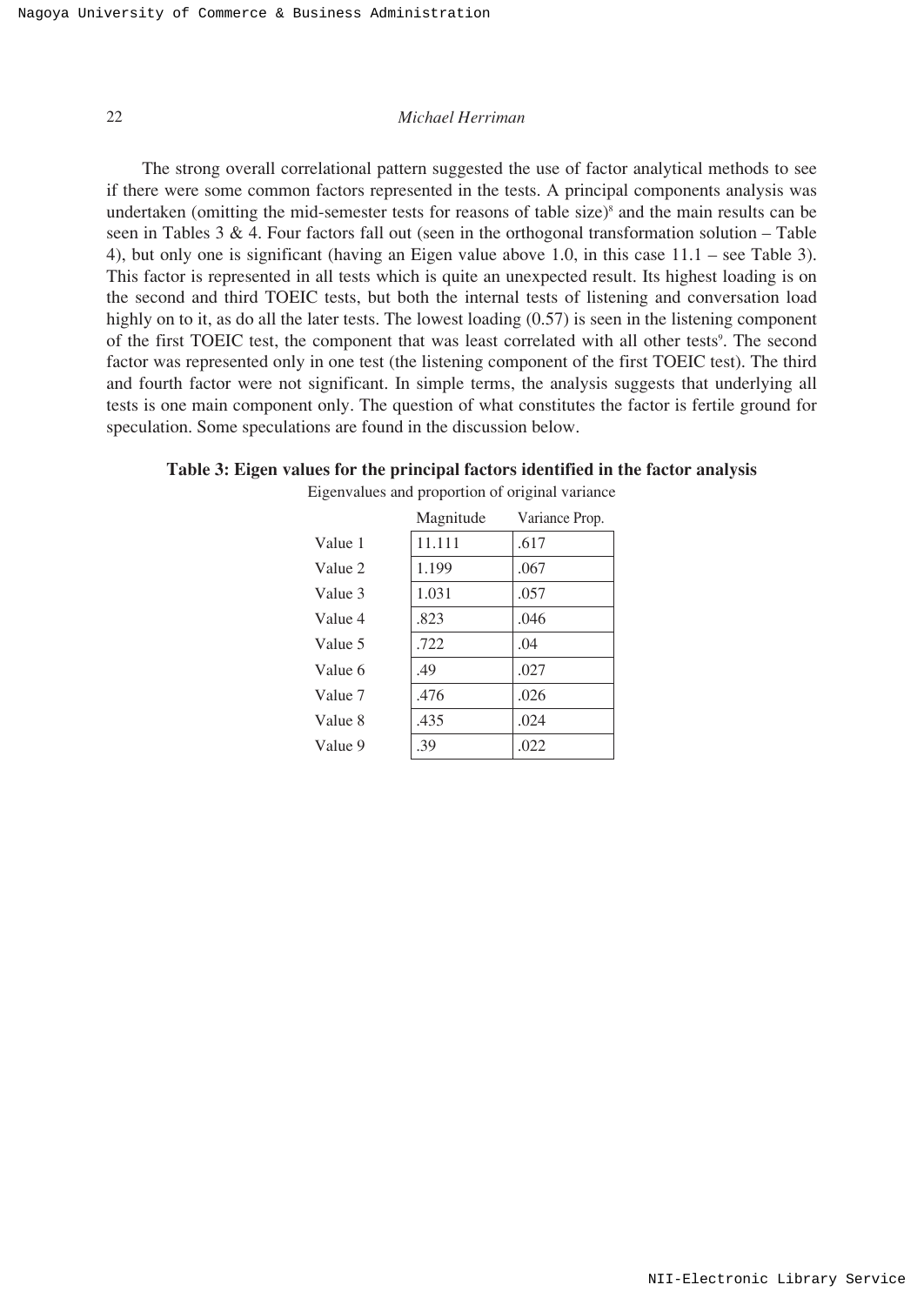The strong overall correlational pattern suggested the use of factor analytical methods to see if there were some common factors represented in the tests. A principal components analysis was undertaken (omitting the mid-semester tests for reasons of table size)[8] and the main results can be seen in Tables 3 & 4. Four factors fall out (seen in the orthogonal transformation solution – Table 4), but only one is significant (having an Eigen value above 1.0, in this case 11.1 – see Table 3). This factor is represented in all tests which is quite an unexpected result. Its highest loading is on the second and third TOEIC tests, but both the internal tests of listening and conversation load highly on to it, as do all the later tests. The lowest loading (0.57) is seen in the listening component of the first TOEIC test, the component that was least correlated with all other tests[9]. The second factor was represented only in one test (the listening component of the first TOEIC test). The third and fourth factor were not significant. In simple terms, the analysis suggests that underlying all tests is one main component only. The question of what constitutes the factor is fertile ground for speculation. Some speculations are found in the discussion below.

**Table 3: Eigen values for the principal factors identified in the factor analysis**

Eigenvalues and proportion of original variance

| | Magnitude | Variance Prop. |
|---|---|---|
| Value 1 | 11.111 | .617 |
| Value 2 | 1.199 | .067 |
| Value 3 | 1.031 | .057 |
| Value 4 | .823 | .046 |
| Value 5 | .722 | .04 |
| Value 6 | .49 | .027 |
| Value 7 | .476 | .026 |
| Value 8 | .435 | .024 |
| Value 9 | .39 | .022 |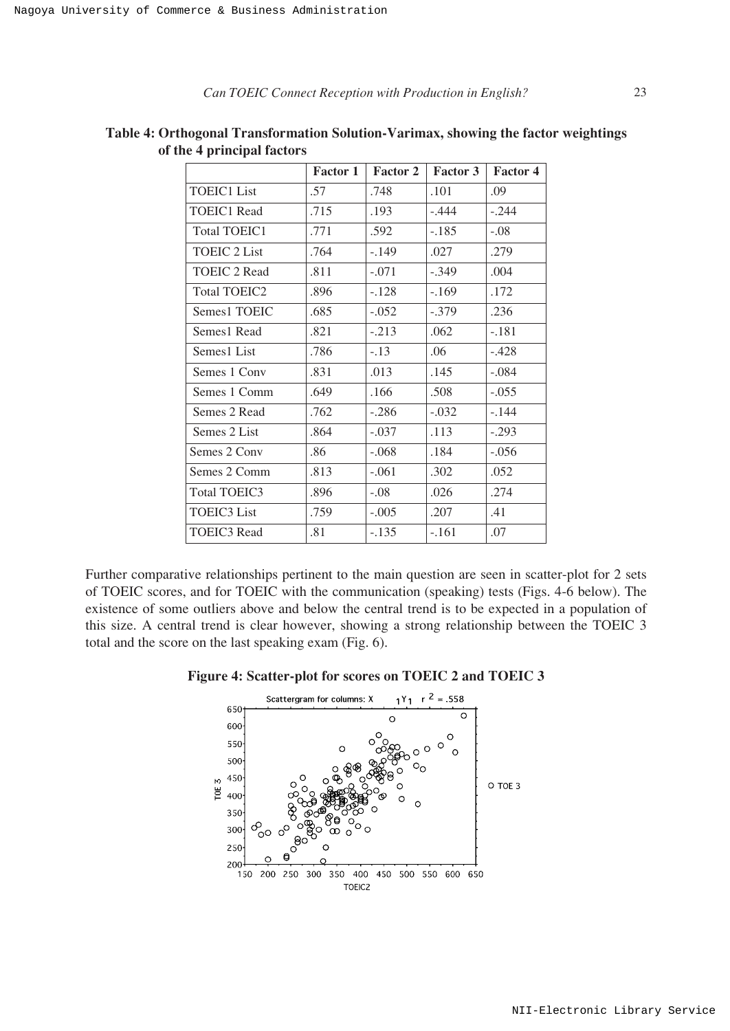**Table 4: Orthogonal Transformation Solution-Varimax, showing the factor weightings of the 4 principal factors**

| | Factor 1 | Factor 2 | Factor 3 | Factor 4 |
|---|---|---|---|---|
| TOEIC1 List | .57 | .748 | .101 | .09 |
| TOEIC1 Read | .715 | .193 | -.444 | -.244 |
| Total TOEIC1 | .771 | .592 | -.185 | -.08 |
| TOEIC 2 List | .764 | -.149 | .027 | .279 |
| TOEIC 2 Read | .811 | -.071 | -.349 | .004 |
| Total TOEIC2 | .896 | -.128 | -.169 | .172 |
| Semes1 TOEIC | .685 | -.052 | -.379 | .236 |
| Semes1 Read | .821 | -.213 | .062 | -.181 |
| Semes1 List | .786 | -.13 | .06 | -.428 |
| Semes 1 Conv | .831 | .013 | .145 | -.084 |
| Semes 1 Comm | .649 | .166 | .508 | -.055 |
| Semes 2 Read | .762 | -.286 | -.032 | -.144 |
| Semes 2 List | .864 | -.037 | .113 | -.293 |
| Semes 2 Conv | .86 | -.068 | .184 | -.056 |
| Semes 2 Comm | .813 | -.061 | .302 | .052 |
| Total TOEIC3 | .896 | -.08 | .026 | .274 |
| TOEIC3 List | .759 | -.005 | .207 | .41 |
| TOEIC3 Read | .81 | -.135 | -.161 | .07 |

Further comparative relationships pertinent to the main question are seen in scatter-plot for 2 sets of TOEIC scores, and for TOEIC with the communication (speaking) tests (Figs. 4-6 below). The existence of some outliers above and below the central trend is to be expected in a population of this size. A central trend is clear however, showing a strong relationship between the TOEIC 3 total and the score on the last speaking exam (Fig. 6).

**Figure 4: Scatter-plot for scores on TOEIC 2 and TOEIC 3**

Scattergram for columns: X $_1$Y$_1$ $r^2 = .558$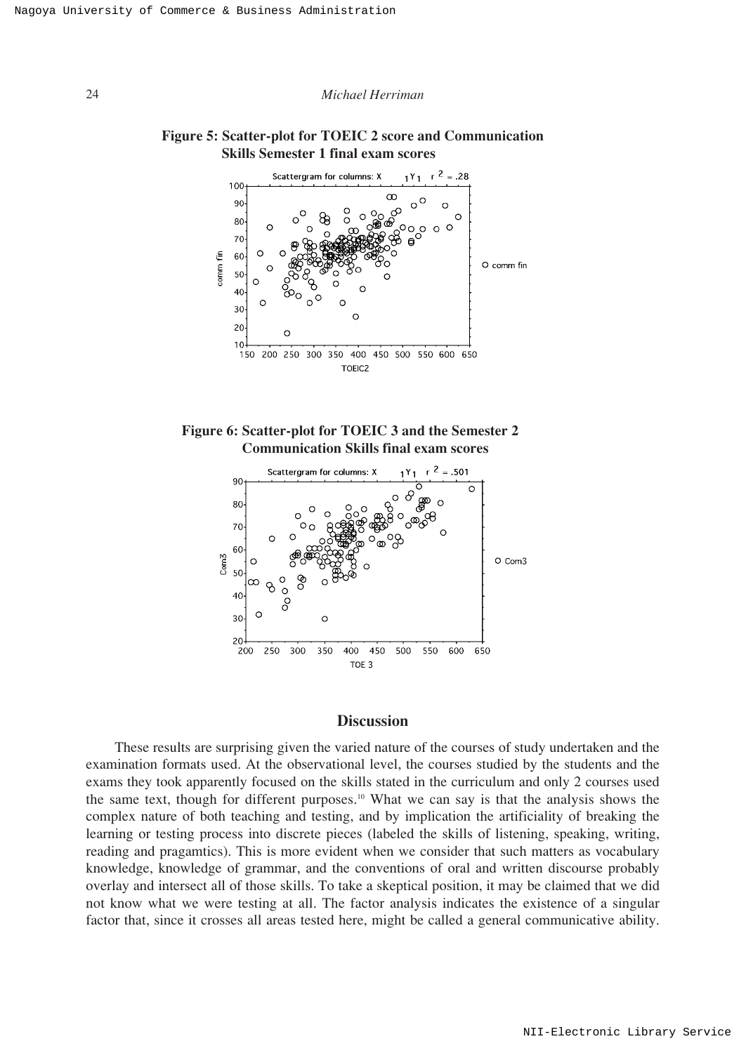**Figure 5: Scatter-plot for TOEIC 2 score and Communication Skills Semester 1 final exam scores**

**Figure 6: Scatter-plot for TOEIC 3 and the Semester 2 Communication Skills final exam scores**

## Discussion

These results are surprising given the varied nature of the courses of study undertaken and the examination formats used. At the observational level, the courses studied by the students and the exams they took apparently focused on the skills stated in the curriculum and only 2 courses used the same text, though for different purposes.[10] What we can say is that the analysis shows the complex nature of both teaching and testing, and by implication the artificiality of breaking the learning or testing process into discrete pieces (labeled the skills of listening, speaking, writing, reading and pragamtics). This is more evident when we consider that such matters as vocabulary knowledge, knowledge of grammar, and the conventions of oral and written discourse probably overlay and intersect all of those skills. To take a skeptical position, it may be claimed that we did not know what we were testing at all. The factor analysis indicates the existence of a singular factor that, since it crosses all areas tested here, might be called a general communicative ability.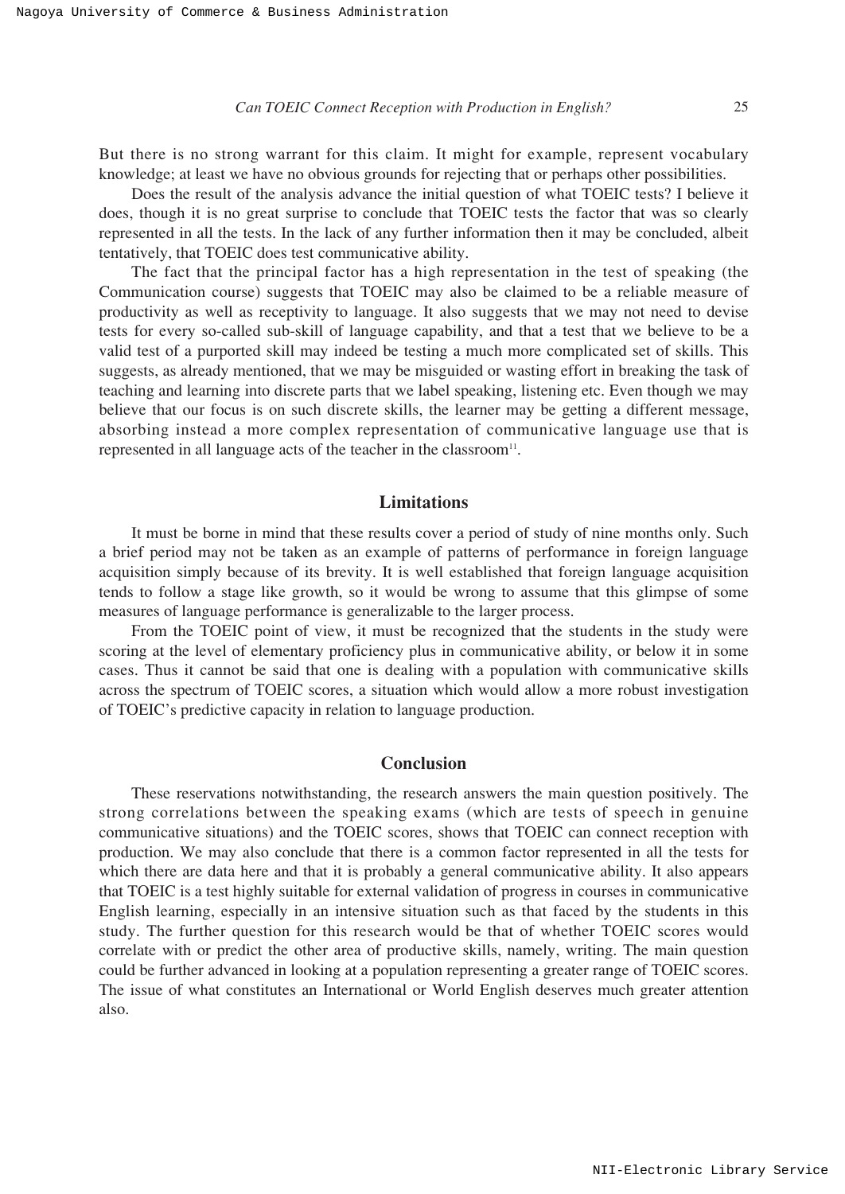But there is no strong warrant for this claim. It might for example, represent vocabulary knowledge; at least we have no obvious grounds for rejecting that or perhaps other possibilities.

Does the result of the analysis advance the initial question of what TOEIC tests? I believe it does, though it is no great surprise to conclude that TOEIC tests the factor that was so clearly represented in all the tests. In the lack of any further information then it may be concluded, albeit tentatively, that TOEIC does test communicative ability.

The fact that the principal factor has a high representation in the test of speaking (the Communication course) suggests that TOEIC may also be claimed to be a reliable measure of productivity as well as receptivity to language. It also suggests that we may not need to devise tests for every so-called sub-skill of language capability, and that a test that we believe to be a valid test of a purported skill may indeed be testing a much more complicated set of skills. This suggests, as already mentioned, that we may be misguided or wasting effort in breaking the task of teaching and learning into discrete parts that we label speaking, listening etc. Even though we may believe that our focus is on such discrete skills, the learner may be getting a different message, absorbing instead a more complex representation of communicative language use that is represented in all language acts of the teacher in the classroom[11].

## Limitations

It must be borne in mind that these results cover a period of study of nine months only. Such a brief period may not be taken as an example of patterns of performance in foreign language acquisition simply because of its brevity. It is well established that foreign language acquisition tends to follow a stage like growth, so it would be wrong to assume that this glimpse of some measures of language performance is generalizable to the larger process.

From the TOEIC point of view, it must be recognized that the students in the study were scoring at the level of elementary proficiency plus in communicative ability, or below it in some cases. Thus it cannot be said that one is dealing with a population with communicative skills across the spectrum of TOEIC scores, a situation which would allow a more robust investigation of TOEIC's predictive capacity in relation to language production.

## Conclusion

These reservations notwithstanding, the research answers the main question positively. The strong correlations between the speaking exams (which are tests of speech in genuine communicative situations) and the TOEIC scores, shows that TOEIC can connect reception with production. We may also conclude that there is a common factor represented in all the tests for which there are data here and that it is probably a general communicative ability. It also appears that TOEIC is a test highly suitable for external validation of progress in courses in communicative English learning, especially in an intensive situation such as that faced by the students in this study. The further question for this research would be that of whether TOEIC scores would correlate with or predict the other area of productive skills, namely, writing. The main question could be further advanced in looking at a population representing a greater range of TOEIC scores. The issue of what constitutes an International or World English deserves much greater attention also.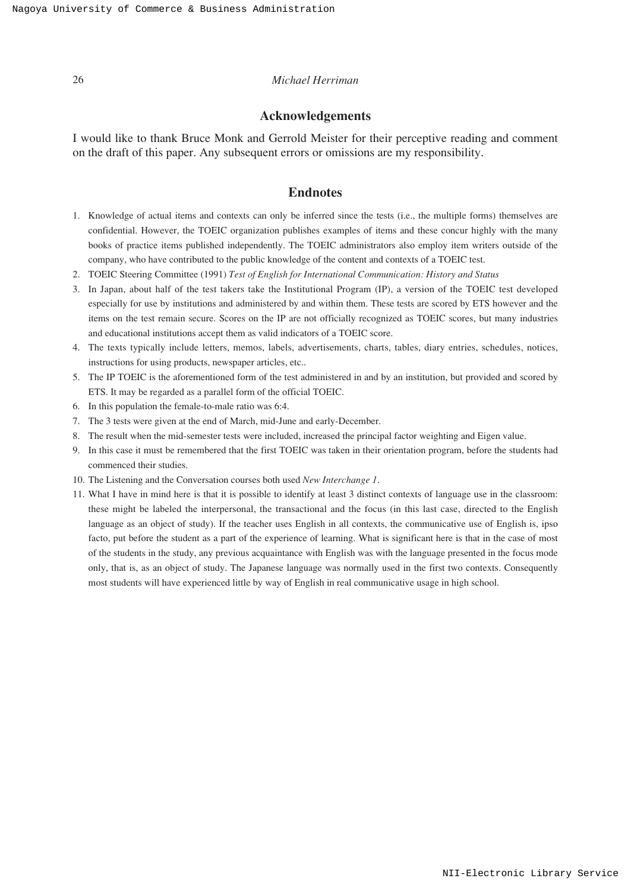## Acknowledgements

I would like to thank Bruce Monk and Gerrold Meister for their perceptive reading and comment on the draft of this paper. Any subsequent errors or omissions are my responsibility.

## Endnotes

1. Knowledge of actual items and contexts can only be inferred since the tests (i.e., the multiple forms) themselves are confidential. However, the TOEIC organization publishes examples of items and these concur highly with the many books of practice items published independently. The TOEIC administrators also employ item writers outside of the company, who have contributed to the public knowledge of the content and contexts of a TOEIC test.
2. TOEIC Steering Committee (1991) *Test of English for International Communication: History and Status*
3. In Japan, about half of the test takers take the Institutional Program (IP), a version of the TOEIC test developed especially for use by institutions and administered by and within them. These tests are scored by ETS however and the items on the test remain secure. Scores on the IP are not officially recognized as TOEIC scores, but many industries and educational institutions accept them as valid indicators of a TOEIC score.
4. The texts typically include letters, memos, labels, advertisements, charts, tables, diary entries, schedules, notices, instructions for using products, newspaper articles, etc..
5. The IP TOEIC is the aforementioned form of the test administered in and by an institution, but provided and scored by ETS. It may be regarded as a parallel form of the official TOEIC.
6. In this population the female-to-male ratio was 6:4.
7. The 3 tests were given at the end of March, mid-June and early-December.
8. The result when the mid-semester tests were included, increased the principal factor weighting and Eigen value.
9. In this case it must be remembered that the first TOEIC was taken in their orientation program, before the students had commenced their studies.
10. The Listening and the Conversation courses both used *New Interchange 1*.
11. What I have in mind here is that it is possible to identify at least 3 distinct contexts of language use in the classroom: these might be labeled the interpersonal, the transactional and the focus (in this last case, directed to the English language as an object of study). If the teacher uses English in all contexts, the communicative use of English is, ipso facto, put before the student as a part of the experience of learning. What is significant here is that in the case of most of the students in the study, any previous acquaintance with English was with the language presented in the focus mode only, that is, as an object of study. The Japanese language was normally used in the first two contexts. Consequently most students will have experienced little by way of English in real communicative usage in high school.